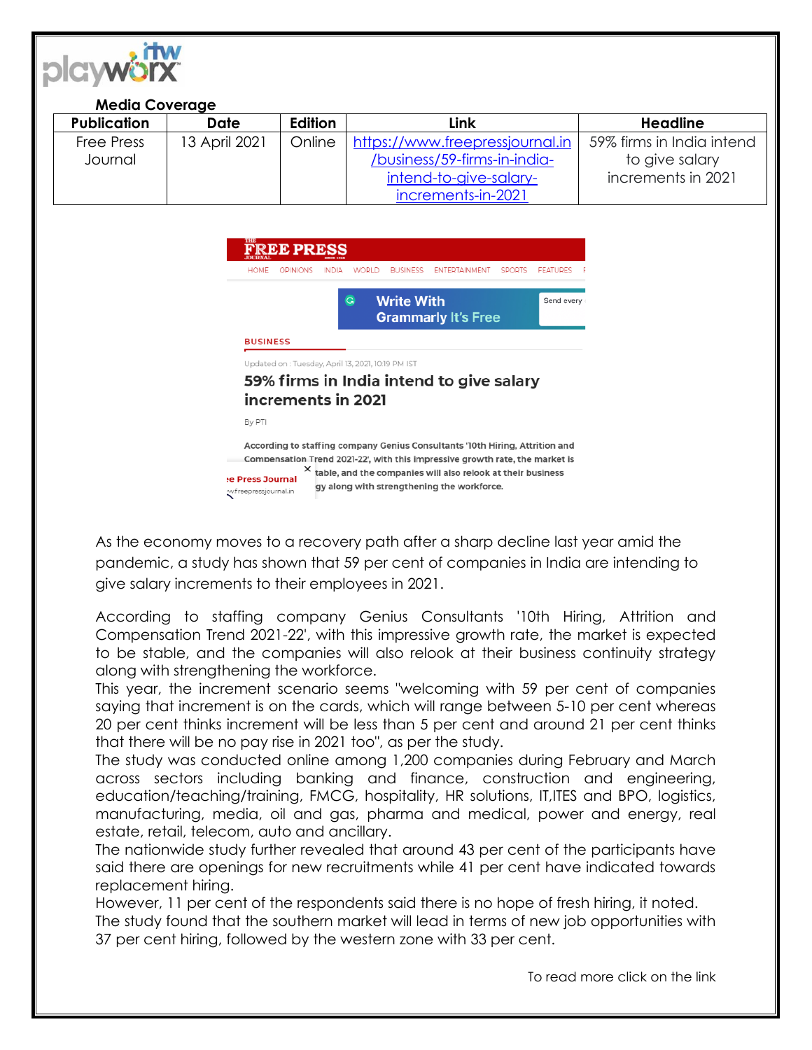**Media Coverage**

| Publication | Date | Edition | Link | Headline |
| --- | --- | --- | --- | --- |
| Free Press Journal | 13 April 2021 | Online | https://www.freepressjournal.in/business/59-firms-in-india-intend-to-give-salary-increments-in-2021 | 59% firms in India intend to give salary increments in 2021 |

**BUSINESS**

Updated on : Tuesday, April 13, 2021, 10:19 PM IST

## 59% firms in India intend to give salary increments in 2021

By PTI

**According to staffing company Genius Consultants '10th Hiring, Attrition and Compensation Trend 2021-22', with this impressive growth rate, the market is expected to be stable, and the companies will also relook at their business continuity strategy along with strengthening the workforce.**

As the economy moves to a recovery path after a sharp decline last year amid the pandemic, a study has shown that 59 per cent of companies in India are intending to give salary increments to their employees in 2021.

According to staffing company Genius Consultants '10th Hiring, Attrition and Compensation Trend 2021-22', with this impressive growth rate, the market is expected to be stable, and the companies will also relook at their business continuity strategy along with strengthening the workforce.

This year, the increment scenario seems "welcoming with 59 per cent of companies saying that increment is on the cards, which will range between 5-10 per cent whereas 20 per cent thinks increment will be less than 5 per cent and around 21 per cent thinks that there will be no pay rise in 2021 too", as per the study.

The study was conducted online among 1,200 companies during February and March across sectors including banking and finance, construction and engineering, education/teaching/training, FMCG, hospitality, HR solutions, IT,ITES and BPO, logistics, manufacturing, media, oil and gas, pharma and medical, power and energy, real estate, retail, telecom, auto and ancillary.

The nationwide study further revealed that around 43 per cent of the participants have said there are openings for new recruitments while 41 per cent have indicated towards replacement hiring.

However, 11 per cent of the respondents said there is no hope of fresh hiring, it noted.

The study found that the southern market will lead in terms of new job opportunities with 37 per cent hiring, followed by the western zone with 33 per cent.

To read more click on the link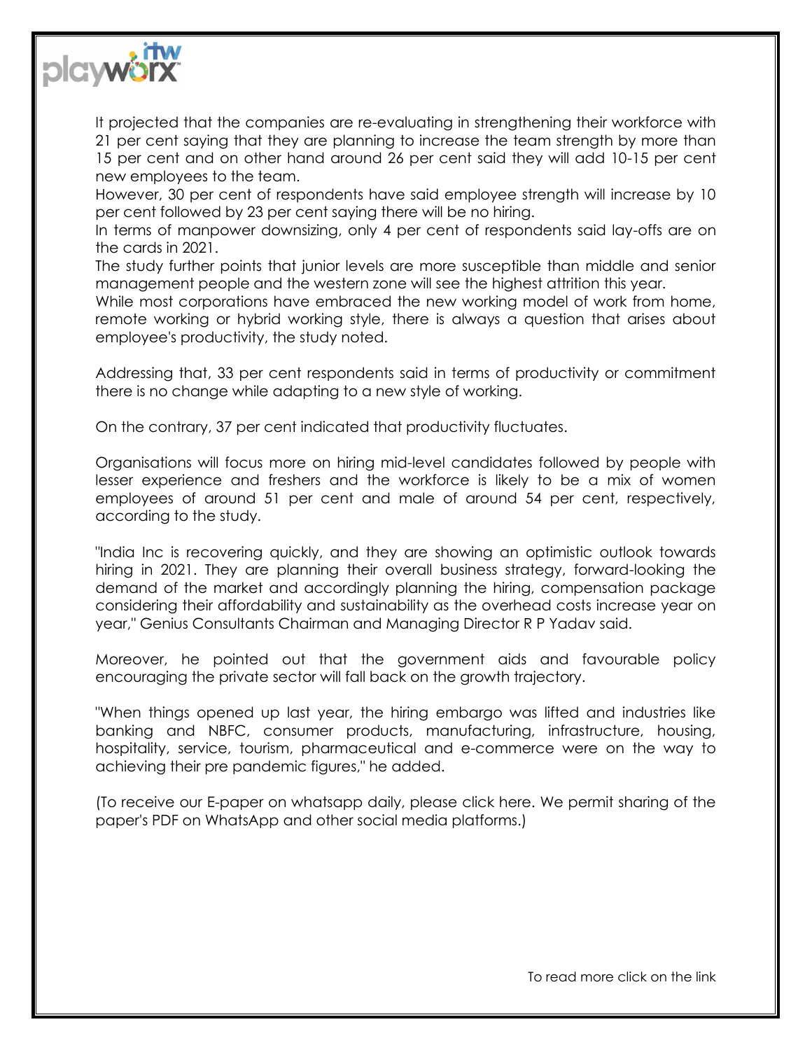It projected that the companies are re-evaluating in strengthening their workforce with 21 per cent saying that they are planning to increase the team strength by more than 15 per cent and on other hand around 26 per cent said they will add 10-15 per cent new employees to the team.

However, 30 per cent of respondents have said employee strength will increase by 10 per cent followed by 23 per cent saying there will be no hiring.

In terms of manpower downsizing, only 4 per cent of respondents said lay-offs are on the cards in 2021.

The study further points that junior levels are more susceptible than middle and senior management people and the western zone will see the highest attrition this year.

While most corporations have embraced the new working model of work from home, remote working or hybrid working style, there is always a question that arises about employee's productivity, the study noted.

Addressing that, 33 per cent respondents said in terms of productivity or commitment there is no change while adapting to a new style of working.

On the contrary, 37 per cent indicated that productivity fluctuates.

Organisations will focus more on hiring mid-level candidates followed by people with lesser experience and freshers and the workforce is likely to be a mix of women employees of around 51 per cent and male of around 54 per cent, respectively, according to the study.

"India Inc is recovering quickly, and they are showing an optimistic outlook towards hiring in 2021. They are planning their overall business strategy, forward-looking the demand of the market and accordingly planning the hiring, compensation package considering their affordability and sustainability as the overhead costs increase year on year," Genius Consultants Chairman and Managing Director R P Yadav said.

Moreover, he pointed out that the government aids and favourable policy encouraging the private sector will fall back on the growth trajectory.

"When things opened up last year, the hiring embargo was lifted and industries like banking and NBFC, consumer products, manufacturing, infrastructure, housing, hospitality, service, tourism, pharmaceutical and e-commerce were on the way to achieving their pre pandemic figures," he added.

(To receive our E-paper on whatsapp daily, please click here. We permit sharing of the paper's PDF on WhatsApp and other social media platforms.)

To read more click on the link